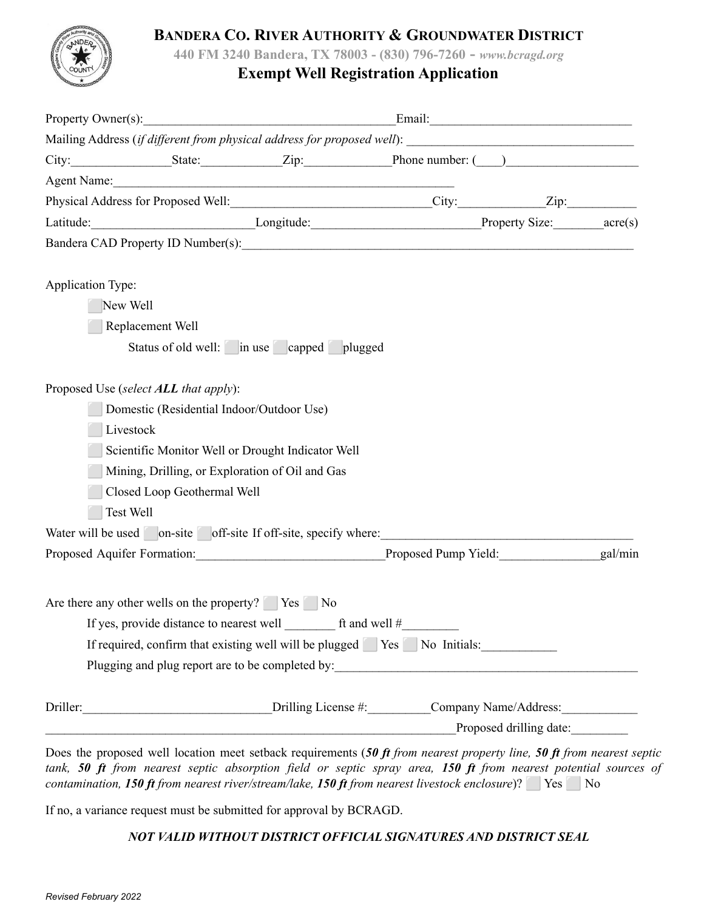# Bandera Co. River Authority & Groundwater District

440 FM 3240 Bandera, TX 78003 - (830) 796-7260 - *www.bcragd.org*

## Exempt Well Registration Application

Property Owner(s):_______________________________________Email:_______________________________

Mailing Address (*if different from physical address for proposed well*): ___________________________________

City:_______________State:____________Zip:_____________Phone number: (___)____________________

Agent Name:______________________________________________________

Physical Address for Proposed Well:_______________________________City:_____________Zip:__________

Latitude:_________________________Longitude:_________________________Property Size:________acre(s)

Bandera CAD Property ID Number(s):_____________________________________________________________

Application Type:

- ☐ New Well
- ☐ Replacement Well
  - Status of old well: ☐ in use ☐ capped ☐ plugged

Proposed Use (*select **ALL** that apply*):

- ☐ Domestic (Residential Indoor/Outdoor Use)
- ☐ Livestock
- ☐ Scientific Monitor Well or Drought Indicator Well
- ☐ Mining, Drilling, or Exploration of Oil and Gas
- ☐ Closed Loop Geothermal Well
- ☐ Test Well

Water will be used ☐ on-site ☐ off-site If off-site, specify where:_______________________________________

Proposed Aquifer Formation:_____________________________Proposed Pump Yield:_______________gal/min

Are there any other wells on the property? ☐ Yes ☐ No

If yes, provide distance to nearest well ________ ft and well #_________

If required, confirm that existing well will be plugged ☐ Yes ☐ No Initials:___________

Plugging and plug report are to be completed by:_______________________________________________

Driller:_____________________________Drilling License #:_________Company Name/Address:___________

_______________________________________________________________Proposed drilling date:________

Does the proposed well location meet setback requirements (***50 ft** from nearest property line, **50 ft** from nearest septic tank, **50 ft** from nearest septic absorption field or septic spray area, **150 ft** from nearest potential sources of contamination, **150 ft** from nearest river/stream/lake, **150 ft** from nearest livestock enclosure*)? ☐ Yes ☐ No

If no, a variance request must be submitted for approval by BCRAGD.

***NOT VALID WITHOUT DISTRICT OFFICIAL SIGNATURES AND DISTRICT SEAL***

*Revised February 2022*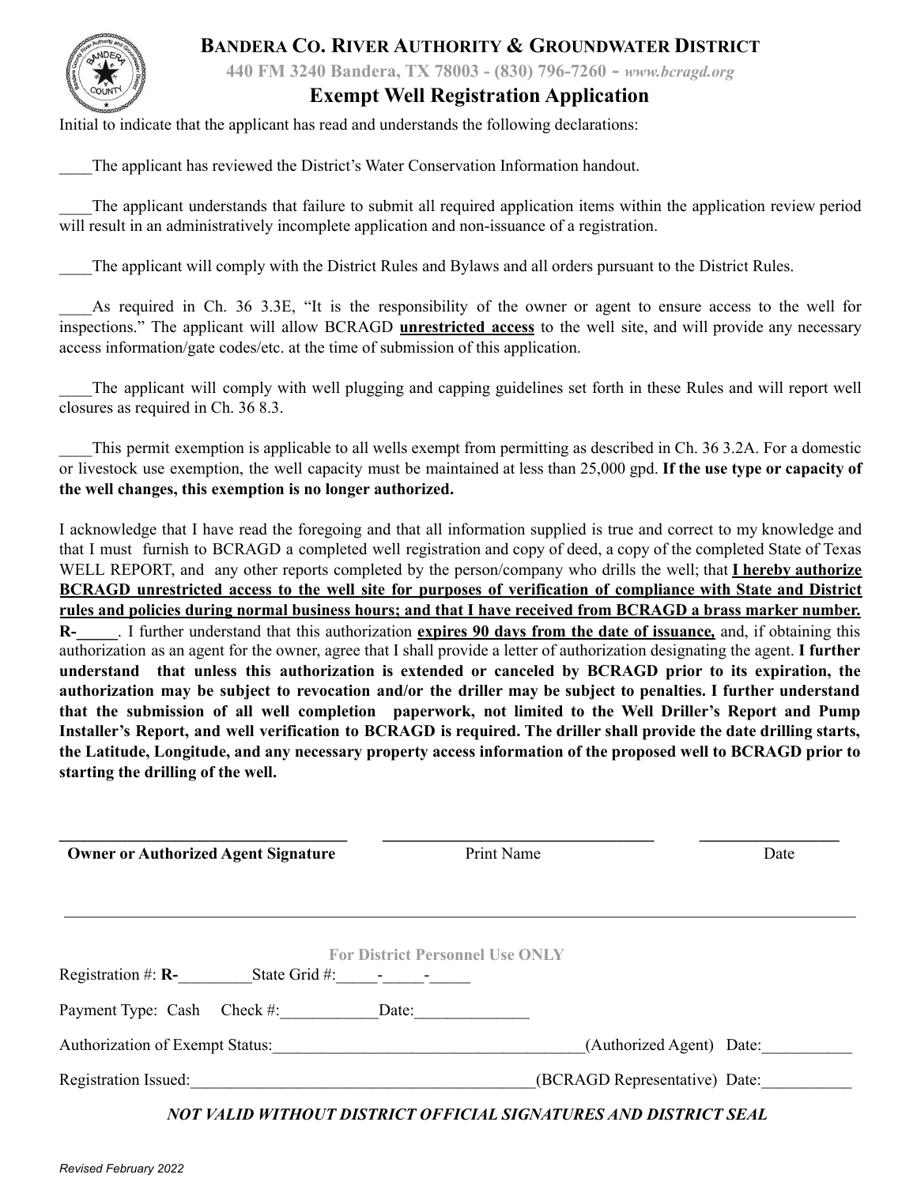# BANDERA CO. RIVER AUTHORITY & GROUNDWATER DISTRICT

440 FM 3240 Bandera, TX 78003 - (830) 796-7260 - *www.bcragd.org*

## Exempt Well Registration Application

Initial to indicate that the applicant has read and understands the following declarations:

____The applicant has reviewed the District's Water Conservation Information handout.

____The applicant understands that failure to submit all required application items within the application review period will result in an administratively incomplete application and non-issuance of a registration.

____The applicant will comply with the District Rules and Bylaws and all orders pursuant to the District Rules.

____As required in Ch. 36 3.3E, "It is the responsibility of the owner or agent to ensure access to the well for inspections." The applicant will allow BCRAGD <u>**unrestricted access**</u> to the well site, and will provide any necessary access information/gate codes/etc. at the time of submission of this application.

____The applicant will comply with well plugging and capping guidelines set forth in these Rules and will report well closures as required in Ch. 36 8.3.

____This permit exemption is applicable to all wells exempt from permitting as described in Ch. 36 3.2A. For a domestic or livestock use exemption, the well capacity must be maintained at less than 25,000 gpd. **If the use type or capacity of the well changes, this exemption is no longer authorized.**

I acknowledge that I have read the foregoing and that all information supplied is true and correct to my knowledge and that I must furnish to BCRAGD a completed well registration and copy of deed, a copy of the completed State of Texas WELL REPORT, and any other reports completed by the person/company who drills the well; that <u>**I hereby authorize BCRAGD unrestricted access to the well site for purposes of verification of compliance with State and District rules and policies during normal business hours; and that I have received from BCRAGD a brass marker number.**</u> **R-_____**. I further understand that this authorization <u>**expires 90 days from the date of issuance,**</u> and, if obtaining this authorization as an agent for the owner, agree that I shall provide a letter of authorization designating the agent. **I further understand that unless this authorization is extended or canceled by BCRAGD prior to its expiration, the authorization may be subject to revocation and/or the driller may be subject to penalties. I further understand that the submission of all well completion paperwork, not limited to the Well Driller's Report and Pump Installer's Report, and well verification to BCRAGD is required. The driller shall provide the date drilling starts, the Latitude, Longitude, and any necessary property access information of the proposed well to BCRAGD prior to starting the drilling of the well.**

| ______________________________ | ______________________________ | ______________ |
|---|---|---|
| **Owner or Authorized Agent Signature** | Print Name | Date |

---

**For District Personnel Use ONLY**

Registration #: **R-**_________ State Grid #:_____-_____-_____

Payment Type: Cash Check #:____________ Date:______________

Authorization of Exempt Status:______________________________________(Authorized Agent) Date:___________

Registration Issued:__________________________________________(BCRAGD Representative) Date:___________

***NOT VALID WITHOUT DISTRICT OFFICIAL SIGNATURES AND DISTRICT SEAL***

*Revised February 2022*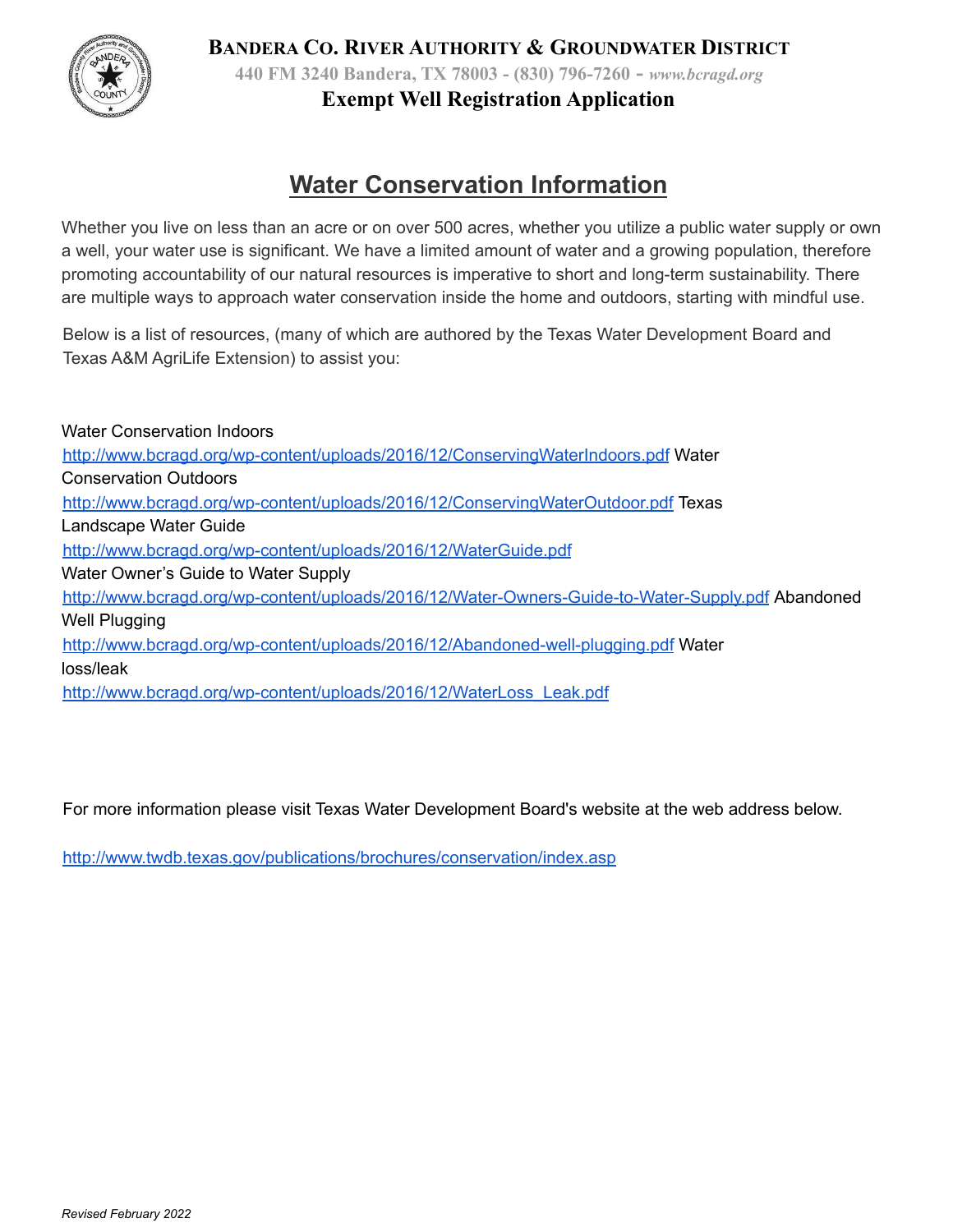**BANDERA CO. RIVER AUTHORITY & GROUNDWATER DISTRICT**

440 FM 3240 Bandera, TX 78003 - (830) 796-7260 - *www.bcragd.org*

**Exempt Well Registration Application**

# Water Conservation Information

Whether you live on less than an acre or on over 500 acres, whether you utilize a public water supply or own a well, your water use is significant. We have a limited amount of water and a growing population, therefore promoting accountability of our natural resources is imperative to short and long-term sustainability. There are multiple ways to approach water conservation inside the home and outdoors, starting with mindful use.

Below is a list of resources, (many of which are authored by the Texas Water Development Board and Texas A&M AgriLife Extension) to assist you:

Water Conservation Indoors
http://www.bcragd.org/wp-content/uploads/2016/12/ConservingWaterIndoors.pdf

Water Conservation Outdoors
http://www.bcragd.org/wp-content/uploads/2016/12/ConservingWaterOutdoor.pdf

Texas Landscape Water Guide
http://www.bcragd.org/wp-content/uploads/2016/12/WaterGuide.pdf

Water Owner's Guide to Water Supply
http://www.bcragd.org/wp-content/uploads/2016/12/Water-Owners-Guide-to-Water-Supply.pdf

Abandoned Well Plugging
http://www.bcragd.org/wp-content/uploads/2016/12/Abandoned-well-plugging.pdf

Water loss/leak
http://www.bcragd.org/wp-content/uploads/2016/12/WaterLoss_Leak.pdf

For more information please visit Texas Water Development Board's website at the web address below.

http://www.twdb.texas.gov/publications/brochures/conservation/index.asp

*Revised February 2022*